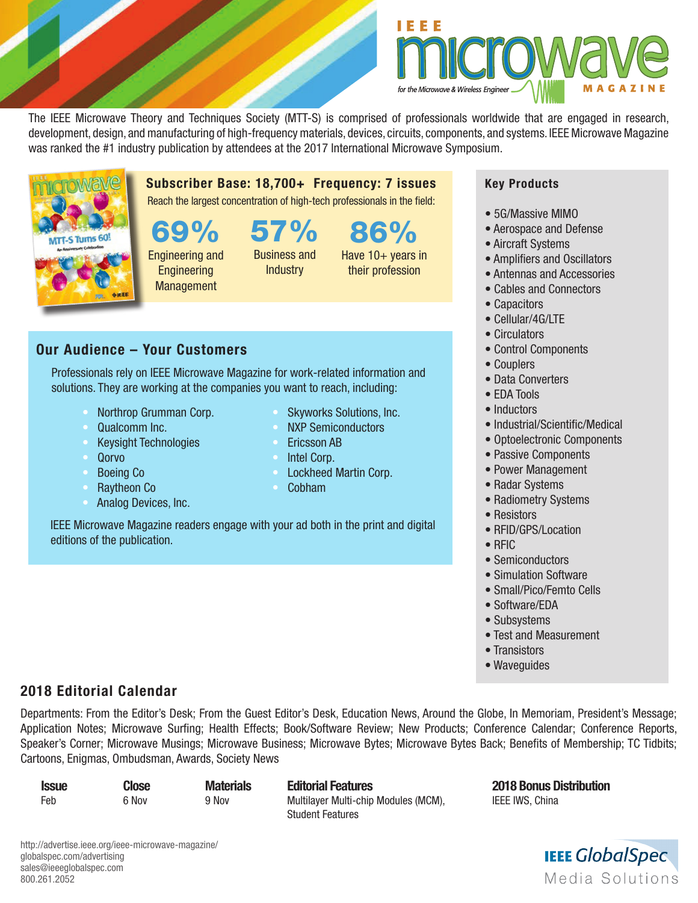# IEEE microwave MAGAZINE

*for the Microwave & Wireless Engineer*

The IEEE Microwave Theory and Techniques Society (MTT-S) is comprised of professionals worldwide that are engaged in research, development, design, and manufacturing of high-frequency materials, devices, circuits, components, and systems. IEEE Microwave Magazine was ranked the #1 industry publication by attendees at the 2017 International Microwave Symposium.

**Subscriber Base: 18,700+ Frequency: 7 issues**

Reach the largest concentration of high-tech professionals in the field:

- **69%** Engineering and Engineering Management
- **57%** Business and Industry
- **86%** Have 10+ years in their profession

## Our Audience – Your Customers

Professionals rely on IEEE Microwave Magazine for work-related information and solutions. They are working at the companies you want to reach, including:

- Northrop Grumman Corp.
- Qualcomm Inc.
- Keysight Technologies
- Qorvo
- Boeing Co
- Raytheon Co
- Analog Devices, Inc.
- Skyworks Solutions, Inc.
- NXP Semiconductors
- Ericsson AB
- Intel Corp.
- Lockheed Martin Corp.
- Cobham

IEEE Microwave Magazine readers engage with your ad both in the print and digital editions of the publication.

## Key Products

- 5G/Massive MIMO
- Aerospace and Defense
- Aircraft Systems
- Amplifiers and Oscillators
- Antennas and Accessories
- Cables and Connectors
- Capacitors
- Cellular/4G/LTE
- Circulators
- Control Components
- Couplers
- Data Converters
- EDA Tools
- Inductors
- Industrial/Scientific/Medical
- Optoelectronic Components
- Passive Components
- Power Management
- Radar Systems
- Radiometry Systems
- Resistors
- RFID/GPS/Location
- RFIC
- Semiconductors
- Simulation Software
- Small/Pico/Femto Cells
- Software/EDA
- Subsystems
- Test and Measurement
- Transistors
- Waveguides

## 2018 Editorial Calendar

Departments: From the Editor's Desk; From the Guest Editor's Desk, Education News, Around the Globe, In Memoriam, President's Message; Application Notes; Microwave Surfing; Health Effects; Book/Software Review; New Products; Conference Calendar; Conference Reports, Speaker's Corner; Microwave Musings; Microwave Business; Microwave Bytes; Microwave Bytes Back; Benefits of Membership; TC Tidbits; Cartoons, Enigmas, Ombudsman, Awards, Society News

| Issue | Close | Materials | Editorial Features | 2018 Bonus Distribution |
|---|---|---|---|---|
| Feb | 6 Nov | 9 Nov | Multilayer Multi-chip Modules (MCM), Student Features | IEEE IWS, China |

http://advertise.ieee.org/ieee-microwave-magazine/
globalspec.com/advertising
sales@ieeeglobalspec.com
800.261.2052

IEEE GlobalSpec Media Solutions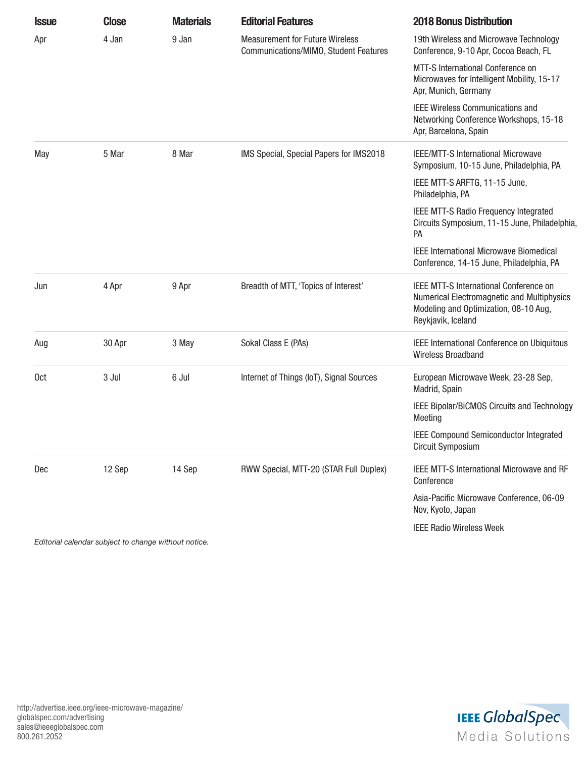| Issue | Close | Materials | Editorial Features | 2018 Bonus Distribution |
|---|---|---|---|---|
| Apr | 4 Jan | 9 Jan | Measurement for Future Wireless Communications/MIMO, Student Features | 19th Wireless and Microwave Technology Conference, 9-10 Apr, Cocoa Beach, FL |
| | | | | MTT-S International Conference on Microwaves for Intelligent Mobility, 15-17 Apr, Munich, Germany |
| | | | | IEEE Wireless Communications and Networking Conference Workshops, 15-18 Apr, Barcelona, Spain |
| May | 5 Mar | 8 Mar | IMS Special, Special Papers for IMS2018 | IEEE/MTT-S International Microwave Symposium, 10-15 June, Philadelphia, PA |
| | | | | IEEE MTT-S ARFTG, 11-15 June, Philadelphia, PA |
| | | | | IEEE MTT-S Radio Frequency Integrated Circuits Symposium, 11-15 June, Philadelphia, PA |
| | | | | IEEE International Microwave Biomedical Conference, 14-15 June, Philadelphia, PA |
| Jun | 4 Apr | 9 Apr | Breadth of MTT, 'Topics of Interest' | IEEE MTT-S International Conference on Numerical Electromagnetic and Multiphysics Modeling and Optimization, 08-10 Aug, Reykjavik, Iceland |
| Aug | 30 Apr | 3 May | Sokal Class E (PAs) | IEEE International Conference on Ubiquitous Wireless Broadband |
| Oct | 3 Jul | 6 Jul | Internet of Things (IoT), Signal Sources | European Microwave Week, 23-28 Sep, Madrid, Spain |
| | | | | IEEE Bipolar/BiCMOS Circuits and Technology Meeting |
| | | | | IEEE Compound Semiconductor Integrated Circuit Symposium |
| Dec | 12 Sep | 14 Sep | RWW Special, MTT-20 (STAR Full Duplex) | IEEE MTT-S International Microwave and RF Conference |
| | | | | Asia-Pacific Microwave Conference, 06-09 Nov, Kyoto, Japan |
| | | | | IEEE Radio Wireless Week |

*Editorial calendar subject to change without notice.*

http://advertise.ieee.org/ieee-microwave-magazine/
globalspec.com/advertising
sales@ieeeglobalspec.com
800.261.2052

IEEE GlobalSpec Media Solutions